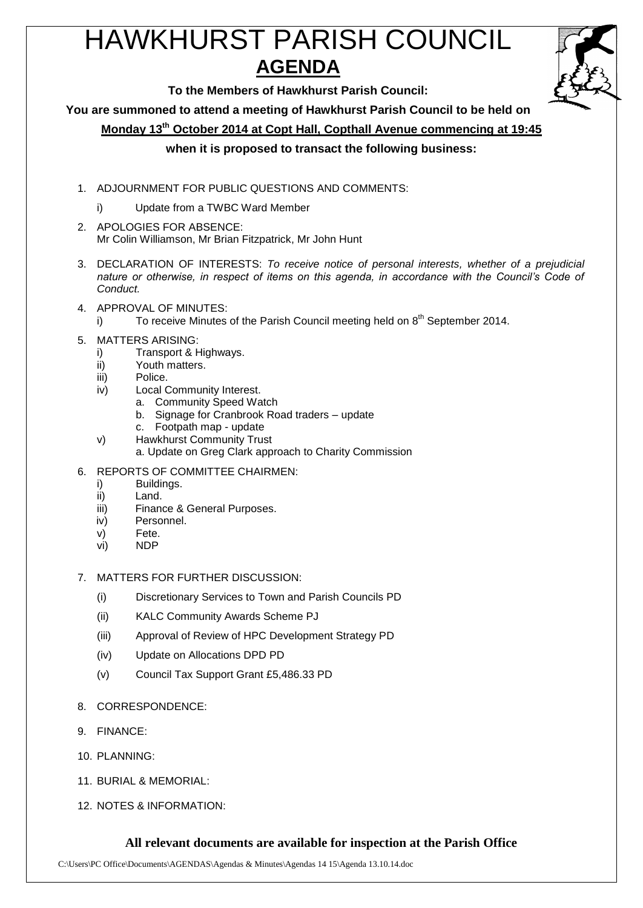# HAWKHURST PARISH COUNCIL

## AGENDA

**To the Members of Hawkhurst Parish Council:**

**You are summoned to attend a meeting of Hawkhurst Parish Council to be held on**

**Monday 13th October 2014 at Copt Hall, Copthall Avenue commencing at 19:45**

**when it is proposed to transact the following business:**

1. ADJOURNMENT FOR PUBLIC QUESTIONS AND COMMENTS:
   - i) Update from a TWBC Ward Member
2. APOLOGIES FOR ABSENCE:
   Mr Colin Williamson, Mr Brian Fitzpatrick, Mr John Hunt
3. DECLARATION OF INTERESTS: *To receive notice of personal interests, whether of a prejudicial nature or otherwise, in respect of items on this agenda, in accordance with the Council's Code of Conduct.*
4. APPROVAL OF MINUTES:
   - i) To receive Minutes of the Parish Council meeting held on 8th September 2014.
5. MATTERS ARISING:
   - i) Transport & Highways.
   - ii) Youth matters.
   - iii) Police.
   - iv) Local Community Interest.
     - a. Community Speed Watch
     - b. Signage for Cranbrook Road traders – update
     - c. Footpath map - update
   - v) Hawkhurst Community Trust
     - a. Update on Greg Clark approach to Charity Commission
6. REPORTS OF COMMITTEE CHAIRMEN:
   - i) Buildings.
   - ii) Land.
   - iii) Finance & General Purposes.
   - iv) Personnel.
   - v) Fete.
   - vi) NDP
7. MATTERS FOR FURTHER DISCUSSION:
   - (i) Discretionary Services to Town and Parish Councils PD
   - (ii) KALC Community Awards Scheme PJ
   - (iii) Approval of Review of HPC Development Strategy PD
   - (iv) Update on Allocations DPD PD
   - (v) Council Tax Support Grant £5,486.33 PD
8. CORRESPONDENCE:
9. FINANCE:
10. PLANNING:
11. BURIAL & MEMORIAL:
12. NOTES & INFORMATION:

**All relevant documents are available for inspection at the Parish Office**

C:\Users\PC Office\Documents\AGENDAS\Agendas & Minutes\Agendas 14 15\Agenda 13.10.14.doc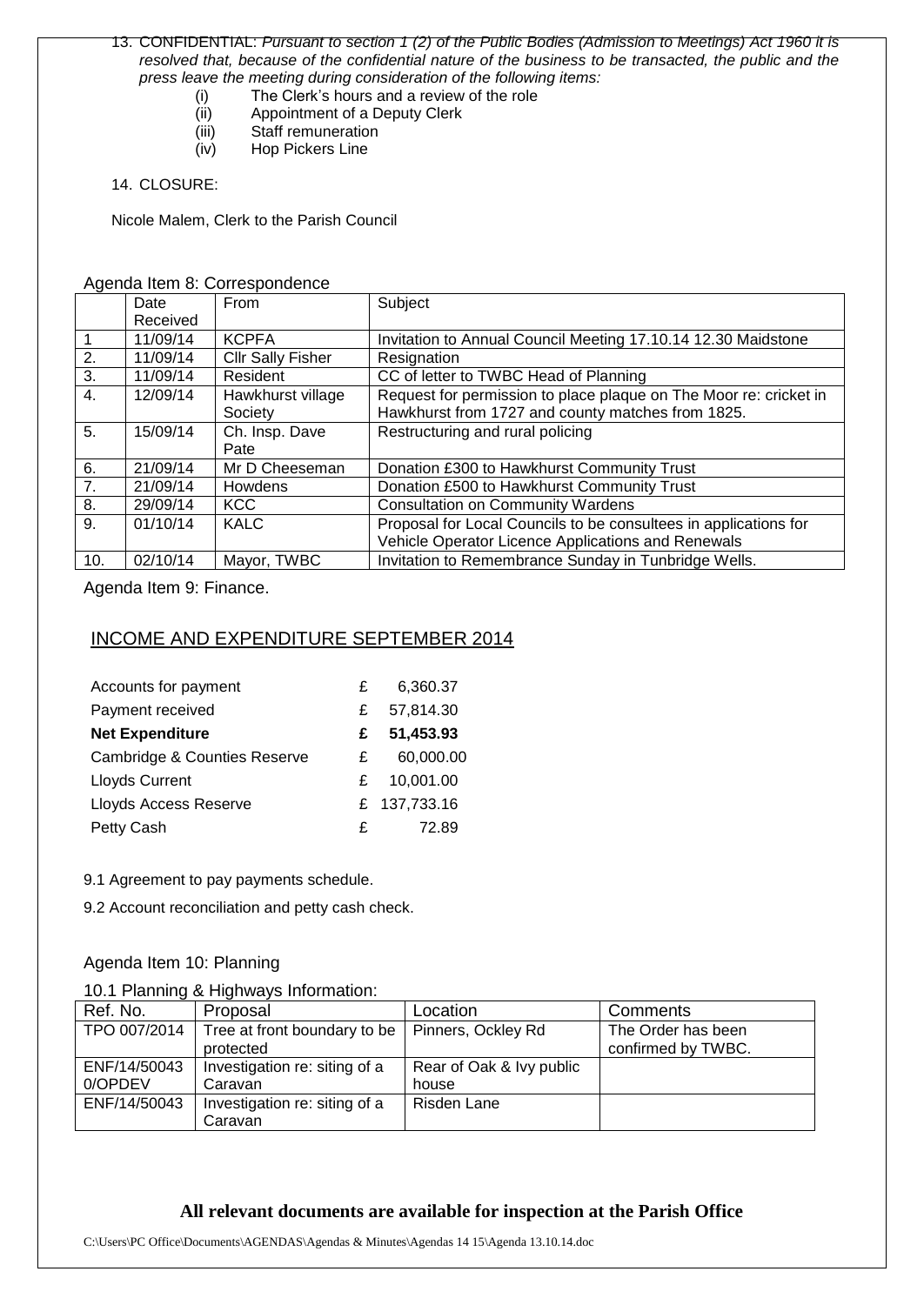13. CONFIDENTIAL: *Pursuant to section 1 (2) of the Public Bodies (Admission to Meetings) Act 1960 it is resolved that, because of the confidential nature of the business to be transacted, the public and the press leave the meeting during consideration of the following items:*
    (i) The Clerk's hours and a review of the role
    (ii) Appointment of a Deputy Clerk
    (iii) Staff remuneration
    (iv) Hop Pickers Line

14. CLOSURE:

Nicole Malem, Clerk to the Parish Council

Agenda Item 8: Correspondence

| | Date Received | From | Subject |
|---|---|---|---|
| 1 | 11/09/14 | KCPFA | Invitation to Annual Council Meeting 17.10.14 12.30 Maidstone |
| 2. | 11/09/14 | Cllr Sally Fisher | Resignation |
| 3. | 11/09/14 | Resident | CC of letter to TWBC Head of Planning |
| 4. | 12/09/14 | Hawkhurst village Society | Request for permission to place plaque on The Moor re: cricket in Hawkhurst from 1727 and county matches from 1825. |
| 5. | 15/09/14 | Ch. Insp. Dave Pate | Restructuring and rural policing |
| 6. | 21/09/14 | Mr D Cheeseman | Donation £300 to Hawkhurst Community Trust |
| 7. | 21/09/14 | Howdens | Donation £500 to Hawkhurst Community Trust |
| 8. | 29/09/14 | KCC | Consultation on Community Wardens |
| 9. | 01/10/14 | KALC | Proposal for Local Councils to be consultees in applications for Vehicle Operator Licence Applications and Renewals |
| 10. | 02/10/14 | Mayor, TWBC | Invitation to Remembrance Sunday in Tunbridge Wells. |

Agenda Item 9: Finance.

## INCOME AND EXPENDITURE SEPTEMBER 2014

| | | |
|---|---|---|
| Accounts for payment | £ | 6,360.37 |
| Payment received | £ | 57,814.30 |
| **Net Expenditure** | **£** | **51,453.93** |
| Cambridge & Counties Reserve | £ | 60,000.00 |
| Lloyds Current | £ | 10,001.00 |
| Lloyds Access Reserve | £ | 137,733.16 |
| Petty Cash | £ | 72.89 |

9.1 Agreement to pay payments schedule.

9.2 Account reconciliation and petty cash check.

Agenda Item 10: Planning

10.1 Planning & Highways Information:

| Ref. No. | Proposal | Location | Comments |
|---|---|---|---|
| TPO 007/2014 | Tree at front boundary to be protected | Pinners, Ockley Rd | The Order has been confirmed by TWBC. |
| ENF/14/50043 0/OPDEV | Investigation re: siting of a Caravan | Rear of Oak & Ivy public house | |
| ENF/14/50043 | Investigation re: siting of a Caravan | Risden Lane | |

**All relevant documents are available for inspection at the Parish Office**

C:\Users\PC Office\Documents\AGENDAS\Agendas & Minutes\Agendas 14 15\Agenda 13.10.14.doc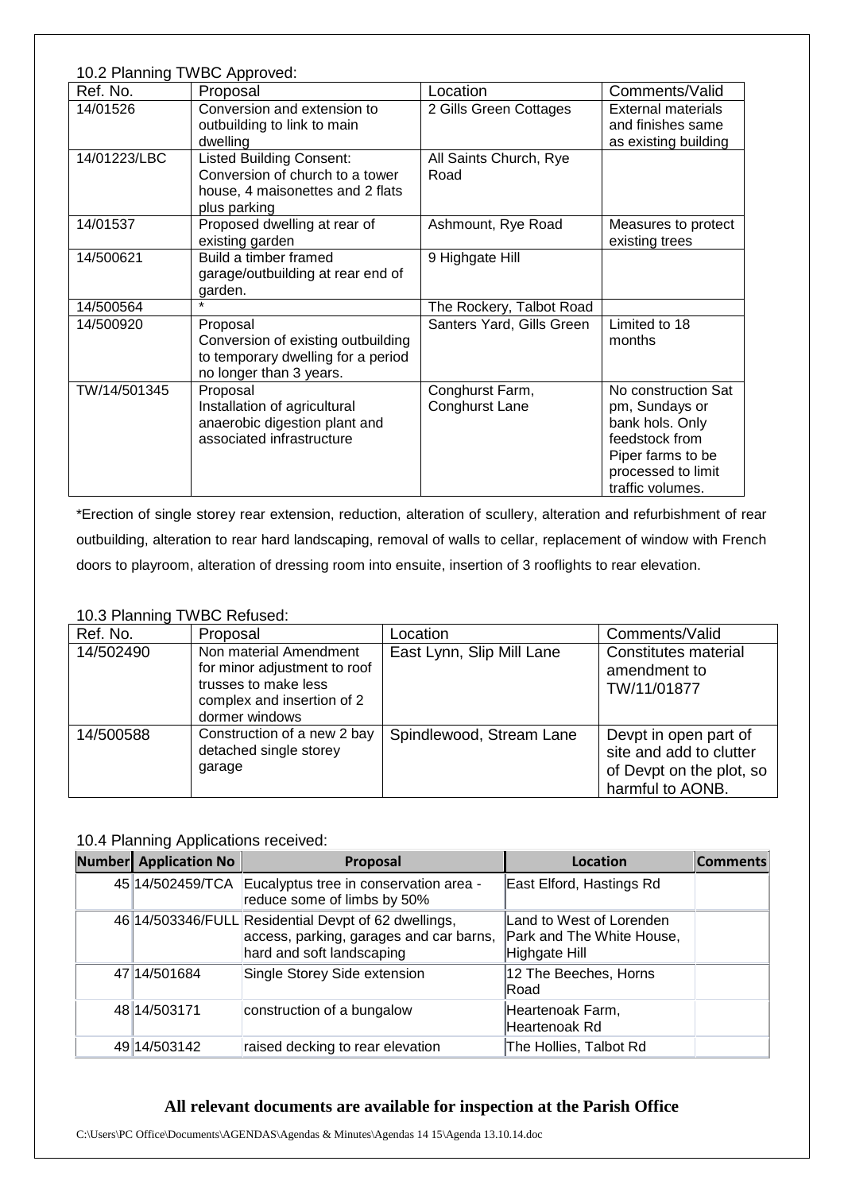10.2 Planning TWBC Approved:

| Ref. No. | Proposal | Location | Comments/Valid |
|---|---|---|---|
| 14/01526 | Conversion and extension to outbuilding to link to main dwelling | 2 Gills Green Cottages | External materials and finishes same as existing building |
| 14/01223/LBC | Listed Building Consent: Conversion of church to a tower house, 4 maisonettes and 2 flats plus parking | All Saints Church, Rye Road | |
| 14/01537 | Proposed dwelling at rear of existing garden | Ashmount, Rye Road | Measures to protect existing trees |
| 14/500621 | Build a timber framed garage/outbuilding at rear end of garden. | 9 Highgate Hill | |
| 14/500564 | * | The Rockery, Talbot Road | |
| 14/500920 | Proposal Conversion of existing outbuilding to temporary dwelling for a period no longer than 3 years. | Santers Yard, Gills Green | Limited to 18 months |
| TW/14/501345 | Proposal Installation of agricultural anaerobic digestion plant and associated infrastructure | Conghurst Farm, Conghurst Lane | No construction Sat pm, Sundays or bank hols. Only feedstock from Piper farms to be processed to limit traffic volumes. |

*Erection of single storey rear extension, reduction, alteration of scullery, alteration and refurbishment of rear outbuilding, alteration to rear hard landscaping, removal of walls to cellar, replacement of window with French doors to playroom, alteration of dressing room into ensuite, insertion of 3 rooflights to rear elevation.

10.3 Planning TWBC Refused:

| Ref. No. | Proposal | Location | Comments/Valid |
|---|---|---|---|
| 14/502490 | Non material Amendment for minor adjustment to roof trusses to make less complex and insertion of 2 dormer windows | East Lynn, Slip Mill Lane | Constitutes material amendment to TW/11/01877 |
| 14/500588 | Construction of a new 2 bay detached single storey garage | Spindlewood, Stream Lane | Devpt in open part of site and add to clutter of Devpt on the plot, so harmful to AONB. |

10.4 Planning Applications received:

| Number | Application No | Proposal | Location | Comments |
|---|---|---|---|---|
| 45 | 14/502459/TCA | Eucalyptus tree in conservation area - reduce some of limbs by 50% | East Elford, Hastings Rd | |
| 46 | 14/503346/FULL | Residential Devpt of 62 dwellings, access, parking, garages and car barns, hard and soft landscaping | Land to West of Lorenden Park and The White House, Highgate Hill | |
| 47 | 14/501684 | Single Storey Side extension | 12 The Beeches, Horns Road | |
| 48 | 14/503171 | construction of a bungalow | Heartenoak Farm, Heartenoak Rd | |
| 49 | 14/503142 | raised decking to rear elevation | The Hollies, Talbot Rd | |

**All relevant documents are available for inspection at the Parish Office**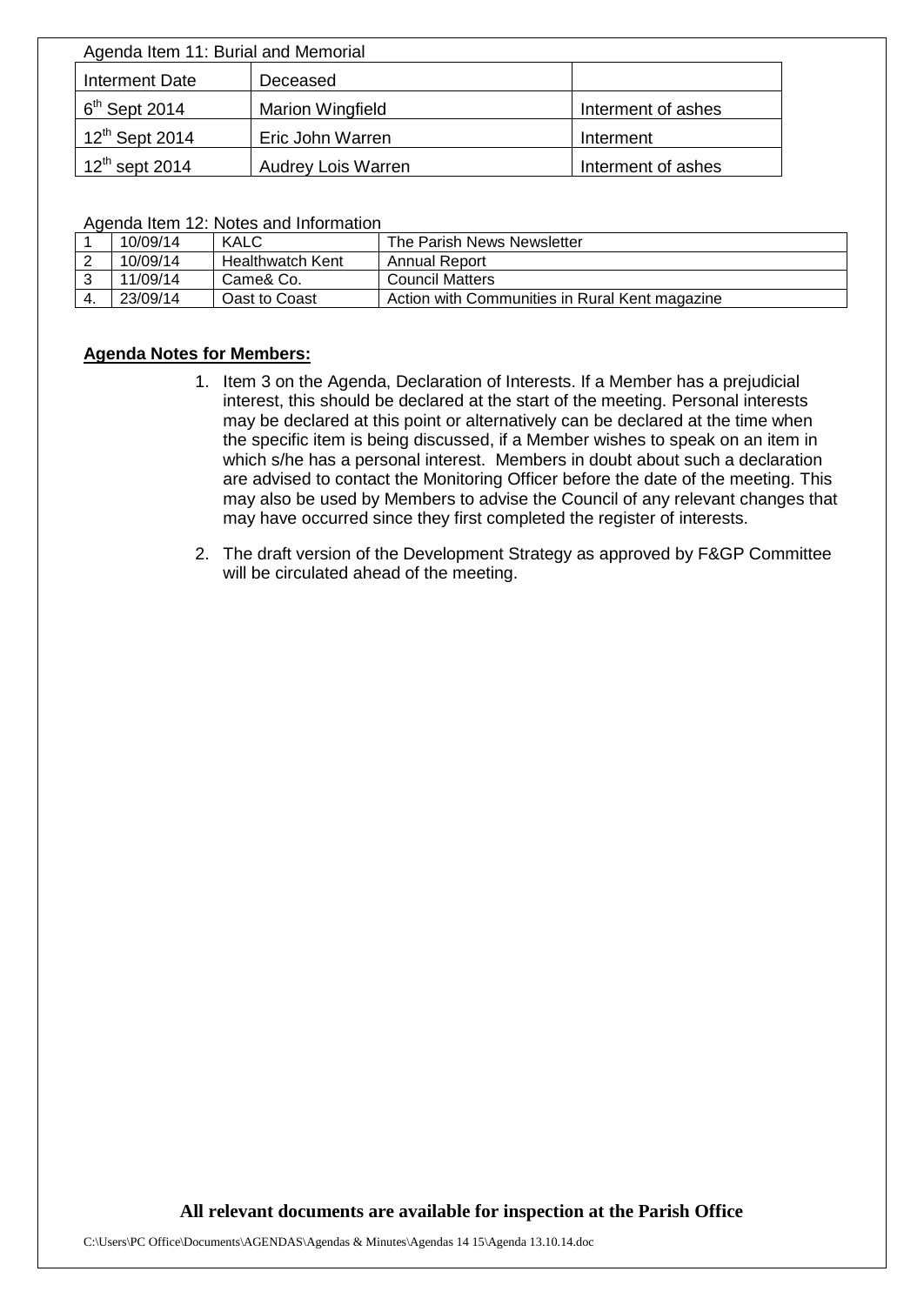Agenda Item 11: Burial and Memorial

| Interment Date | Deceased | |
|---|---|---|
| 6th Sept 2014 | Marion Wingfield | Interment of ashes |
| 12th Sept 2014 | Eric John Warren | Interment |
| 12th sept 2014 | Audrey Lois Warren | Interment of ashes |

Agenda Item 12: Notes and Information

| | | | |
|---|---|---|---|
| 1 | 10/09/14 | KALC | The Parish News Newsletter |
| 2 | 10/09/14 | Healthwatch Kent | Annual Report |
| 3 | 11/09/14 | Came& Co. | Council Matters |
| 4. | 23/09/14 | Oast to Coast | Action with Communities in Rural Kent magazine |

**Agenda Notes for Members:**

1. Item 3 on the Agenda, Declaration of Interests. If a Member has a prejudicial interest, this should be declared at the start of the meeting. Personal interests may be declared at this point or alternatively can be declared at the time when the specific item is being discussed, if a Member wishes to speak on an item in which s/he has a personal interest. Members in doubt about such a declaration are advised to contact the Monitoring Officer before the date of the meeting. This may also be used by Members to advise the Council of any relevant changes that may have occurred since they first completed the register of interests.
2. The draft version of the Development Strategy as approved by F&GP Committee will be circulated ahead of the meeting.

**All relevant documents are available for inspection at the Parish Office**

C:\Users\PC Office\Documents\AGENDAS\Agendas & Minutes\Agendas 14 15\Agenda 13.10.14.doc